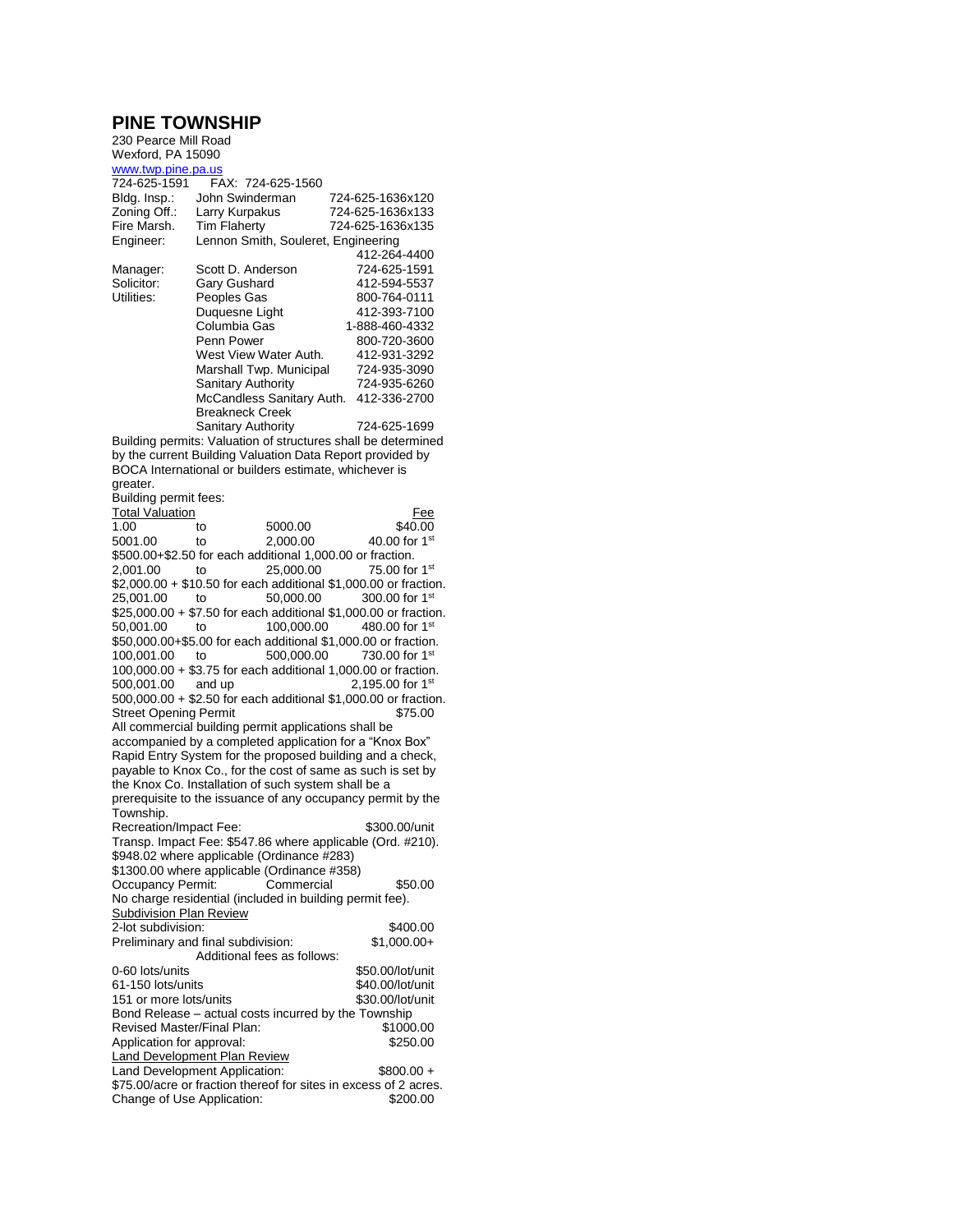# PINE TOWNSHIP

230 Pearce Mill Road
Wexford, PA 15090
www.twp.pine.pa.us
724-625-1591 FAX: 724-625-1560

| | | |
|---|---|---|
| Bldg. Insp.: | John Swinderman | 724-625-1636x120 |
| Zoning Off.: | Larry Kurpakus | 724-625-1636x133 |
| Fire Marsh. | Tim Flaherty | 724-625-1636x135 |
| Engineer: | Lennon Smith, Souleret, Engineering | 412-264-4400 |
| Manager: | Scott D. Anderson | 724-625-1591 |
| Solicitor: | Gary Gushard | 412-594-5537 |
| Utilities: | Peoples Gas | 800-764-0111 |
| | Duquesne Light | 412-393-7100 |
| | Columbia Gas | 1-888-460-4332 |
| | Penn Power | 800-720-3600 |
| | West View Water Auth. | 412-931-3292 |
| | Marshall Twp. Municipal Sanitary Authority | 724-935-3090 / 724-935-6260 |
| | McCandless Sanitary Auth. | 412-336-2700 |
| | Breakneck Creek Sanitary Authority | 724-625-1699 |

Building permits: Valuation of structures shall be determined by the current Building Valuation Data Report provided by BOCA International or builders estimate, whichever is greater.

Building permit fees:

| Total Valuation | | | Fee |
|---|---|---|---|
| 1.00 | to | 5000.00 | $40.00 |
| 5001.00 | to | 2,000.00 | 40.00 for 1st $500.00+$2.50 for each additional 1,000.00 or fraction. |
| 2,001.00 | to | 25,000.00 | 75.00 for 1st $2,000.00 + $10.50 for each additional $1,000.00 or fraction. |
| 25,001.00 | to | 50,000.00 | 300.00 for 1st $25,000.00 + $7.50 for each additional $1,000.00 or fraction. |
| 50,001.00 | to | 100,000.00 | 480.00 for 1st $50,000.00+$5.00 for each additional $1,000.00 or fraction. |
| 100,001.00 | to | 500,000.00 | 730.00 for 1st 100,000.00 + $3.75 for each additional 1,000.00 or fraction. |
| 500,001.00 | and up | | 2,195.00 for 1st 500,000.00 + $2.50 for each additional $1,000.00 or fraction. |

Street Opening Permit $75.00

All commercial building permit applications shall be accompanied by a completed application for a "Knox Box" Rapid Entry System for the proposed building and a check, payable to Knox Co., for the cost of same as such is set by the Knox Co. Installation of such system shall be a prerequisite to the issuance of any occupancy permit by the Township.

Recreation/Impact Fee: $300.00/unit

Transp. Impact Fee: $547.86 where applicable (Ord. #210).
$948.02 where applicable (Ordinance #283)
$1300.00 where applicable (Ordinance #358)

Occupancy Permit: Commercial $50.00
No charge residential (included in building permit fee).

<u>Subdivision Plan Review</u>

2-lot subdivision: $400.00
Preliminary and final subdivision: $1,000.00+
Additional fees as follows:

| | |
|---|---|
| 0-60 lots/units | $50.00/lot/unit |
| 61-150 lots/units | $40.00/lot/unit |
| 151 or more lots/units | $30.00/lot/unit |

Bond Release – actual costs incurred by the Township
Revised Master/Final Plan: $1000.00
Application for approval: $250.00

<u>Land Development Plan Review</u>

Land Development Application: $800.00 +
$75.00/acre or fraction thereof for sites in excess of 2 acres.
Change of Use Application: $200.00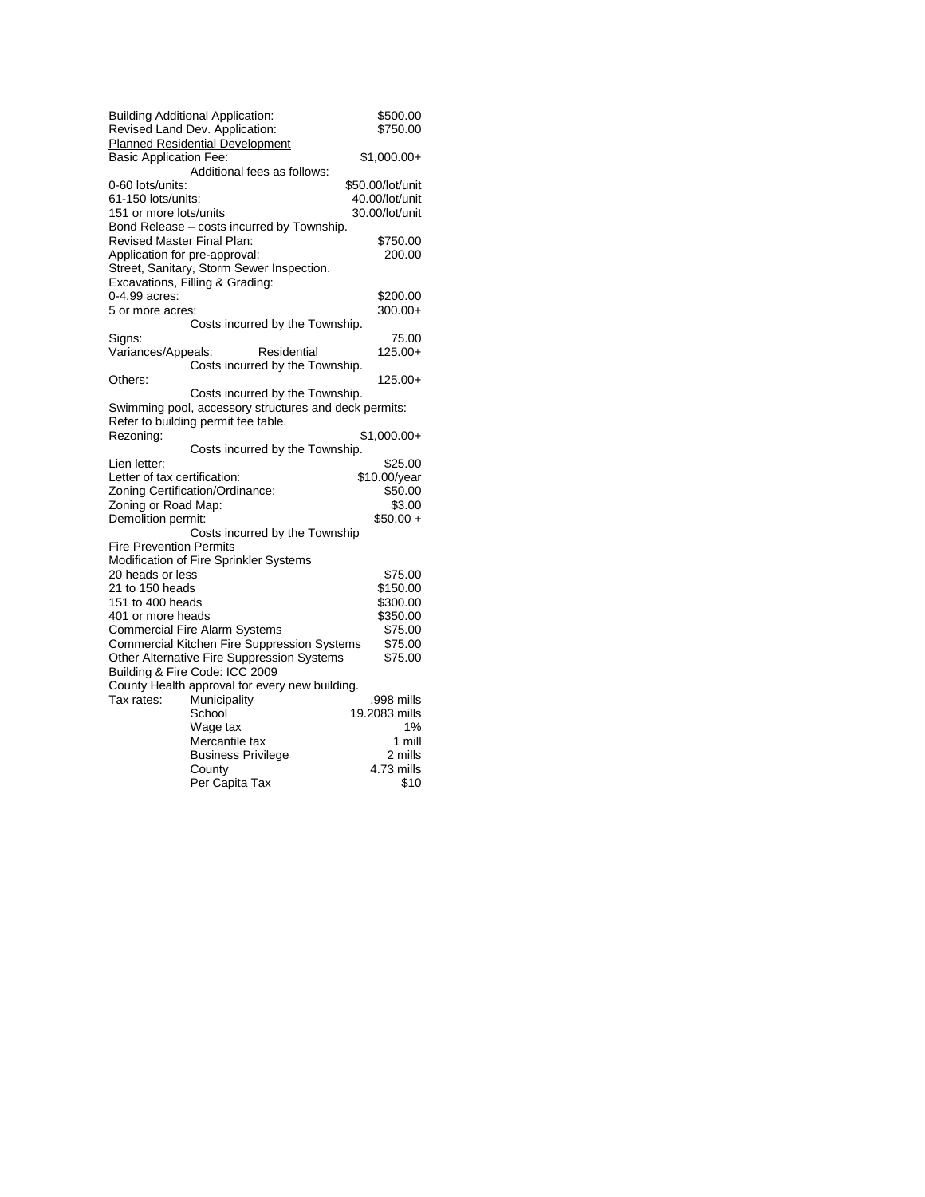| | | |
|---|---|---|
| Building Additional Application: | | $500.00 |
| Revised Land Dev. Application: | | $750.00 |
| <u>Planned Residential Development</u> | | |
| Basic Application Fee: | | $1,000.00+ |
| | Additional fees as follows: | |
| 0-60 lots/units: | | $50.00/lot/unit |
| 61-150 lots/units: | | 40.00/lot/unit |
| 151 or more lots/units | | 30.00/lot/unit |
| Bond Release – costs incurred by Township. | | |
| Revised Master Final Plan: | | $750.00 |
| Application for pre-approval: | | 200.00 |
| Street, Sanitary, Storm Sewer Inspection. | | |
| Excavations, Filling & Grading: | | |
| 0-4.99 acres: | | $200.00 |
| 5 or more acres: | | 300.00+ |
| | Costs incurred by the Township. | |
| Signs: | | 75.00 |
| Variances/Appeals: | Residential | 125.00+ |
| | Costs incurred by the Township. | |
| Others: | | 125.00+ |
| | Costs incurred by the Township. | |
| Swimming pool, accessory structures and deck permits: | | |
| Refer to building permit fee table. | | |
| Rezoning: | | $1,000.00+ |
| | Costs incurred by the Township. | |
| Lien letter: | | $25.00 |
| Letter of tax certification: | | $10.00/year |
| Zoning Certification/Ordinance: | | $50.00 |
| Zoning or Road Map: | | $3.00 |
| Demolition permit: | | $50.00 + |
| | Costs incurred by the Township | |
| Fire Prevention Permits | | |
| Modification of Fire Sprinkler Systems | | |
| 20 heads or less | | $75.00 |
| 21 to 150 heads | | $150.00 |
| 151 to 400 heads | | $300.00 |
| 401 or more heads | | $350.00 |
| Commercial Fire Alarm Systems | | $75.00 |
| Commercial Kitchen Fire Suppression Systems | | $75.00 |
| Other Alternative Fire Suppression Systems | | $75.00 |
| Building & Fire Code: ICC 2009 | | |
| County Health approval for every new building. | | |
| Tax rates: | Municipality | .998 mills |
| | School | 19.2083 mills |
| | Wage tax | 1% |
| | Mercantile tax | 1 mill |
| | Business Privilege | 2 mills |
| | County | 4.73 mills |
| | Per Capita Tax | $10 |